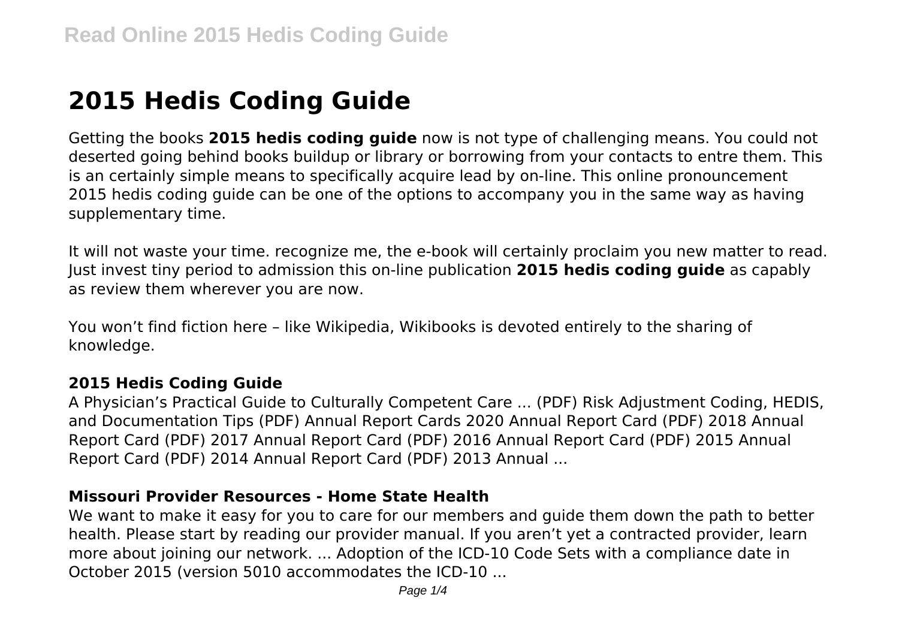# 2015 Hedis Coding Guide

Getting the books **2015 hedis coding guide** now is not type of challenging means. You could not deserted going behind books buildup or library or borrowing from your contacts to entre them. This is an certainly simple means to specifically acquire lead by on-line. This online pronouncement 2015 hedis coding guide can be one of the options to accompany you in the same way as having supplementary time.

It will not waste your time. recognize me, the e-book will certainly proclaim you new matter to read. Just invest tiny period to admission this on-line publication **2015 hedis coding guide** as capably as review them wherever you are now.

You won't find fiction here – like Wikipedia, Wikibooks is devoted entirely to the sharing of knowledge.

### 2015 Hedis Coding Guide

A Physician's Practical Guide to Culturally Competent Care ... (PDF) Risk Adjustment Coding, HEDIS, and Documentation Tips (PDF) Annual Report Cards 2020 Annual Report Card (PDF) 2018 Annual Report Card (PDF) 2017 Annual Report Card (PDF) 2016 Annual Report Card (PDF) 2015 Annual Report Card (PDF) 2014 Annual Report Card (PDF) 2013 Annual ...

### Missouri Provider Resources - Home State Health

We want to make it easy for you to care for our members and guide them down the path to better health. Please start by reading our provider manual. If you aren't yet a contracted provider, learn more about joining our network. ... Adoption of the ICD-10 Code Sets with a compliance date in October 2015 (version 5010 accommodates the ICD-10 ...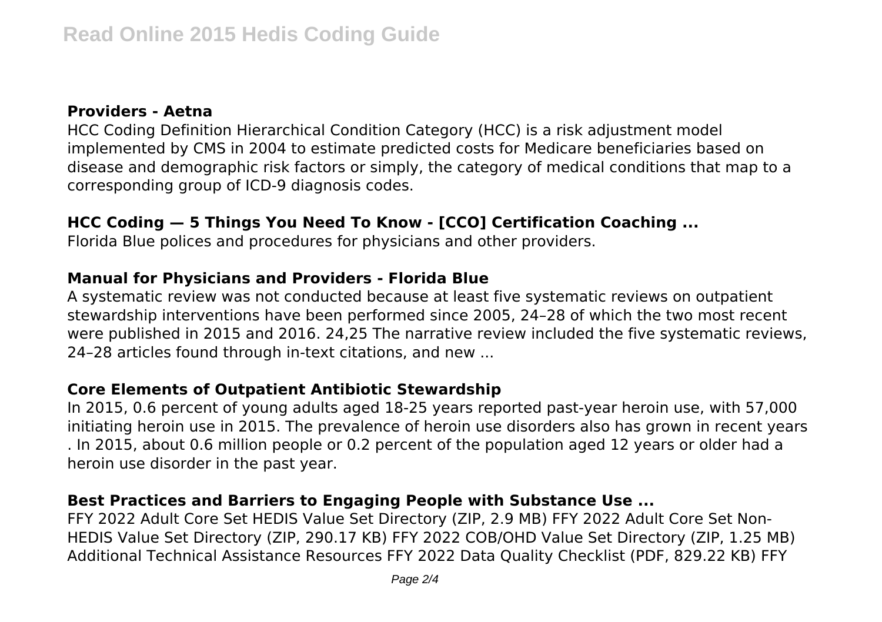**Providers - Aetna**

HCC Coding Definition Hierarchical Condition Category (HCC) is a risk adjustment model implemented by CMS in 2004 to estimate predicted costs for Medicare beneficiaries based on disease and demographic risk factors or simply, the category of medical conditions that map to a corresponding group of ICD-9 diagnosis codes.

**HCC Coding — 5 Things You Need To Know - [CCO] Certification Coaching ...**

Florida Blue polices and procedures for physicians and other providers.

**Manual for Physicians and Providers - Florida Blue**

A systematic review was not conducted because at least five systematic reviews on outpatient stewardship interventions have been performed since 2005, 24–28 of which the two most recent were published in 2015 and 2016. 24,25 The narrative review included the five systematic reviews, 24–28 articles found through in-text citations, and new ...

**Core Elements of Outpatient Antibiotic Stewardship**

In 2015, 0.6 percent of young adults aged 18-25 years reported past-year heroin use, with 57,000 initiating heroin use in 2015. The prevalence of heroin use disorders also has grown in recent years . In 2015, about 0.6 million people or 0.2 percent of the population aged 12 years or older had a heroin use disorder in the past year.

**Best Practices and Barriers to Engaging People with Substance Use ...**

FFY 2022 Adult Core Set HEDIS Value Set Directory (ZIP, 2.9 MB) FFY 2022 Adult Core Set Non-HEDIS Value Set Directory (ZIP, 290.17 KB) FFY 2022 COB/OHD Value Set Directory (ZIP, 1.25 MB) Additional Technical Assistance Resources FFY 2022 Data Quality Checklist (PDF, 829.22 KB) FFY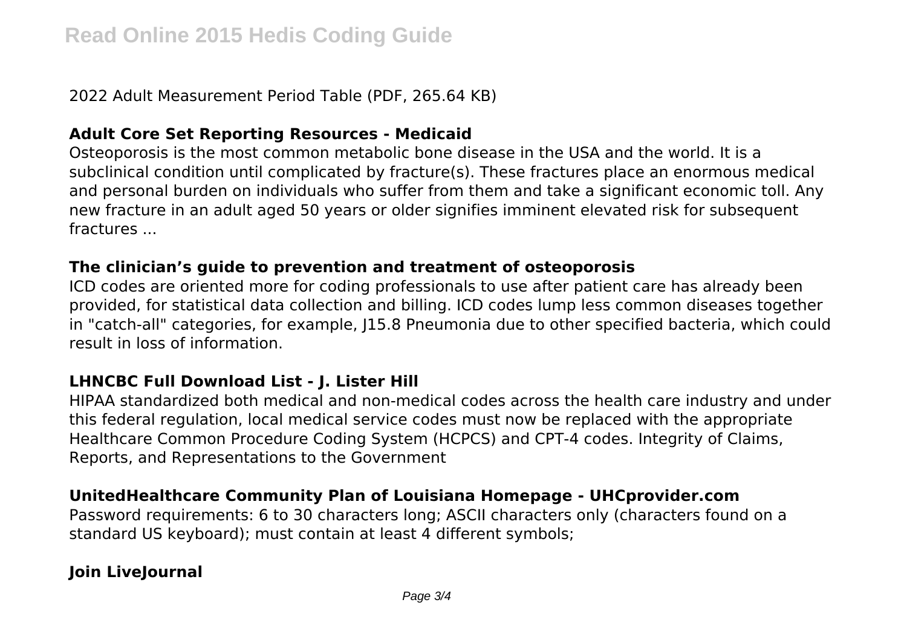2022 Adult Measurement Period Table (PDF, 265.64 KB)

**Adult Core Set Reporting Resources - Medicaid**

Osteoporosis is the most common metabolic bone disease in the USA and the world. It is a subclinical condition until complicated by fracture(s). These fractures place an enormous medical and personal burden on individuals who suffer from them and take a significant economic toll. Any new fracture in an adult aged 50 years or older signifies imminent elevated risk for subsequent fractures ...

**The clinician's guide to prevention and treatment of osteoporosis**

ICD codes are oriented more for coding professionals to use after patient care has already been provided, for statistical data collection and billing. ICD codes lump less common diseases together in "catch-all" categories, for example, J15.8 Pneumonia due to other specified bacteria, which could result in loss of information.

**LHNCBC Full Download List - J. Lister Hill**

HIPAA standardized both medical and non-medical codes across the health care industry and under this federal regulation, local medical service codes must now be replaced with the appropriate Healthcare Common Procedure Coding System (HCPCS) and CPT-4 codes. Integrity of Claims, Reports, and Representations to the Government

**UnitedHealthcare Community Plan of Louisiana Homepage - UHCprovider.com**

Password requirements: 6 to 30 characters long; ASCII characters only (characters found on a standard US keyboard); must contain at least 4 different symbols;

**Join LiveJournal**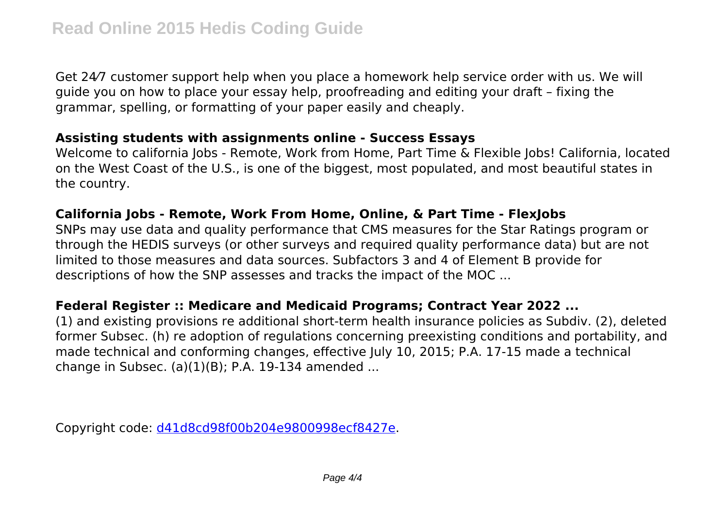Get 24⁄7 customer support help when you place a homework help service order with us. We will guide you on how to place your essay help, proofreading and editing your draft – fixing the grammar, spelling, or formatting of your paper easily and cheaply.

**Assisting students with assignments online - Success Essays**

Welcome to california Jobs - Remote, Work from Home, Part Time & Flexible Jobs! California, located on the West Coast of the U.S., is one of the biggest, most populated, and most beautiful states in the country.

**California Jobs - Remote, Work From Home, Online, & Part Time - FlexJobs**

SNPs may use data and quality performance that CMS measures for the Star Ratings program or through the HEDIS surveys (or other surveys and required quality performance data) but are not limited to those measures and data sources. Subfactors 3 and 4 of Element B provide for descriptions of how the SNP assesses and tracks the impact of the MOC ...

**Federal Register :: Medicare and Medicaid Programs; Contract Year 2022 ...**

(1) and existing provisions re additional short-term health insurance policies as Subdiv. (2), deleted former Subsec. (h) re adoption of regulations concerning preexisting conditions and portability, and made technical and conforming changes, effective July 10, 2015; P.A. 17-15 made a technical change in Subsec. (a)(1)(B); P.A. 19-134 amended ...

Copyright code: d41d8cd98f00b204e9800998ecf8427e.